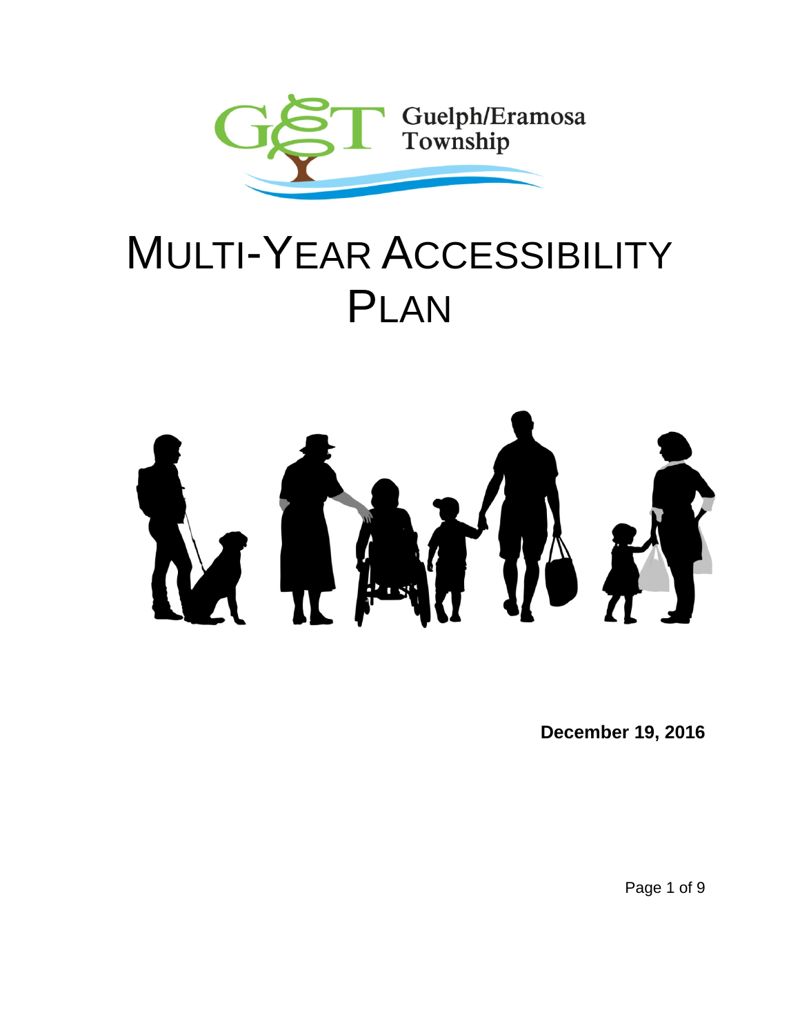Guelph/Eramosa Township

# MULTI-YEAR ACCESSIBILITY PLAN

**December 19, 2016**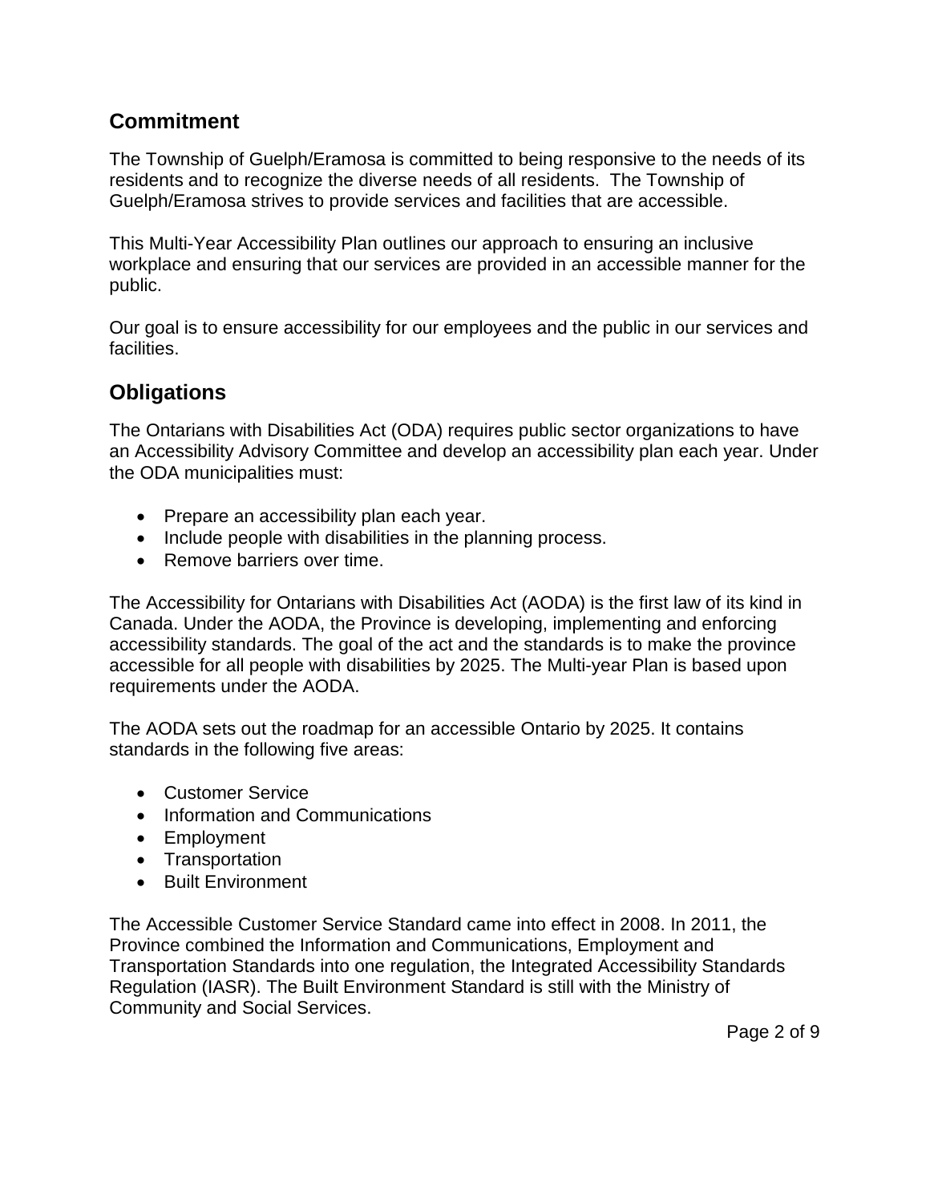## Commitment

The Township of Guelph/Eramosa is committed to being responsive to the needs of its residents and to recognize the diverse needs of all residents. The Township of Guelph/Eramosa strives to provide services and facilities that are accessible.

This Multi-Year Accessibility Plan outlines our approach to ensuring an inclusive workplace and ensuring that our services are provided in an accessible manner for the public.

Our goal is to ensure accessibility for our employees and the public in our services and facilities.

## Obligations

The Ontarians with Disabilities Act (ODA) requires public sector organizations to have an Accessibility Advisory Committee and develop an accessibility plan each year. Under the ODA municipalities must:

- Prepare an accessibility plan each year.
- Include people with disabilities in the planning process.
- Remove barriers over time.

The Accessibility for Ontarians with Disabilities Act (AODA) is the first law of its kind in Canada. Under the AODA, the Province is developing, implementing and enforcing accessibility standards. The goal of the act and the standards is to make the province accessible for all people with disabilities by 2025. The Multi-year Plan is based upon requirements under the AODA.

The AODA sets out the roadmap for an accessible Ontario by 2025. It contains standards in the following five areas:

- Customer Service
- Information and Communications
- Employment
- Transportation
- Built Environment

The Accessible Customer Service Standard came into effect in 2008. In 2011, the Province combined the Information and Communications, Employment and Transportation Standards into one regulation, the Integrated Accessibility Standards Regulation (IASR). The Built Environment Standard is still with the Ministry of Community and Social Services.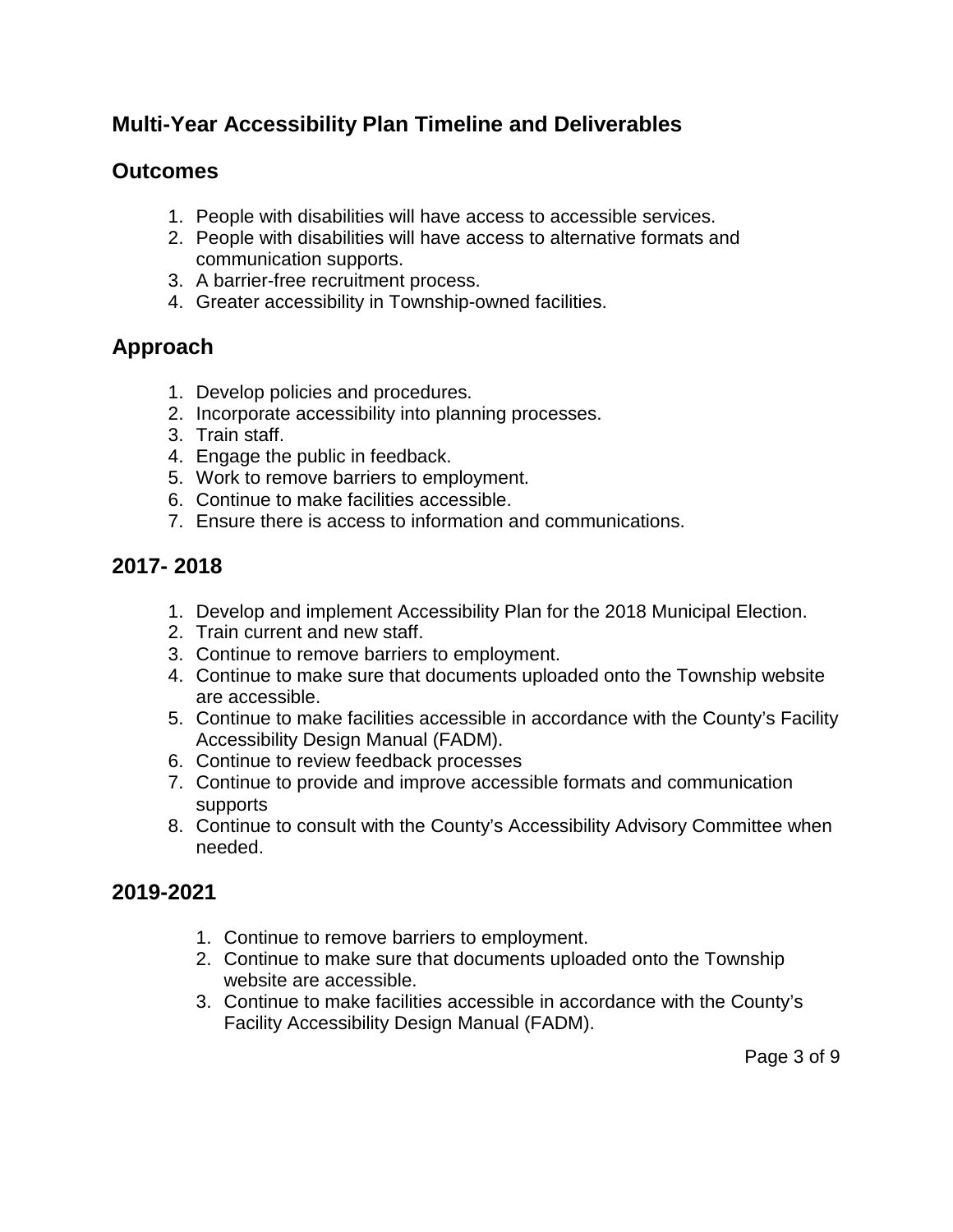## Multi-Year Accessibility Plan Timeline and Deliverables

### Outcomes

1. People with disabilities will have access to accessible services.
2. People with disabilities will have access to alternative formats and communication supports.
3. A barrier-free recruitment process.
4. Greater accessibility in Township-owned facilities.

### Approach

1. Develop policies and procedures.
2. Incorporate accessibility into planning processes.
3. Train staff.
4. Engage the public in feedback.
5. Work to remove barriers to employment.
6. Continue to make facilities accessible.
7. Ensure there is access to information and communications.

### 2017- 2018

1. Develop and implement Accessibility Plan for the 2018 Municipal Election.
2. Train current and new staff.
3. Continue to remove barriers to employment.
4. Continue to make sure that documents uploaded onto the Township website are accessible.
5. Continue to make facilities accessible in accordance with the County's Facility Accessibility Design Manual (FADM).
6. Continue to review feedback processes
7. Continue to provide and improve accessible formats and communication supports
8. Continue to consult with the County's Accessibility Advisory Committee when needed.

### 2019-2021

1. Continue to remove barriers to employment.
2. Continue to make sure that documents uploaded onto the Township website are accessible.
3. Continue to make facilities accessible in accordance with the County's Facility Accessibility Design Manual (FADM).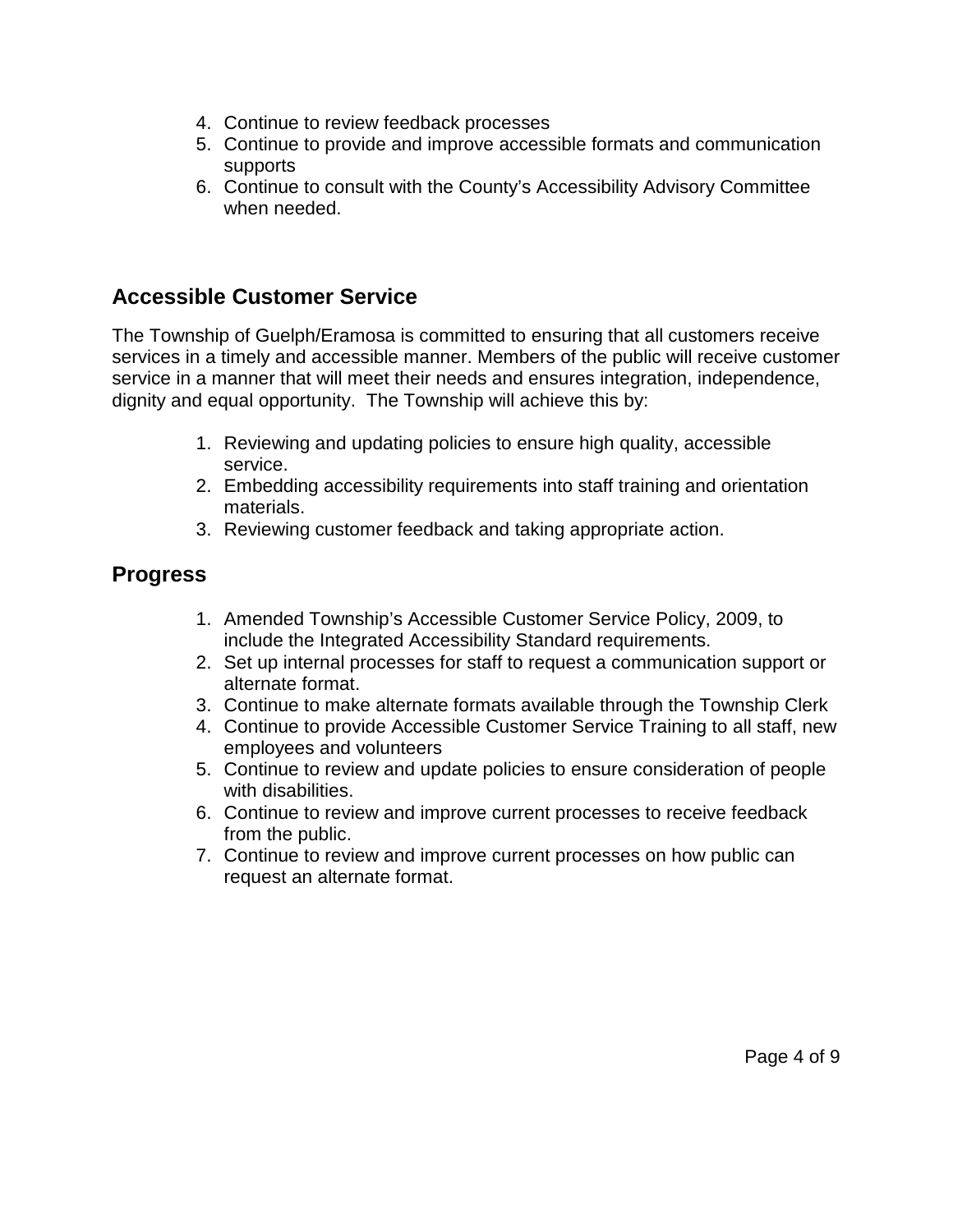4. Continue to review feedback processes
5. Continue to provide and improve accessible formats and communication supports
6. Continue to consult with the County's Accessibility Advisory Committee when needed.

## Accessible Customer Service

The Township of Guelph/Eramosa is committed to ensuring that all customers receive services in a timely and accessible manner. Members of the public will receive customer service in a manner that will meet their needs and ensures integration, independence, dignity and equal opportunity. The Township will achieve this by:

1. Reviewing and updating policies to ensure high quality, accessible service.
2. Embedding accessibility requirements into staff training and orientation materials.
3. Reviewing customer feedback and taking appropriate action.

## Progress

1. Amended Township's Accessible Customer Service Policy, 2009, to include the Integrated Accessibility Standard requirements.
2. Set up internal processes for staff to request a communication support or alternate format.
3. Continue to make alternate formats available through the Township Clerk
4. Continue to provide Accessible Customer Service Training to all staff, new employees and volunteers
5. Continue to review and update policies to ensure consideration of people with disabilities.
6. Continue to review and improve current processes to receive feedback from the public.
7. Continue to review and improve current processes on how public can request an alternate format.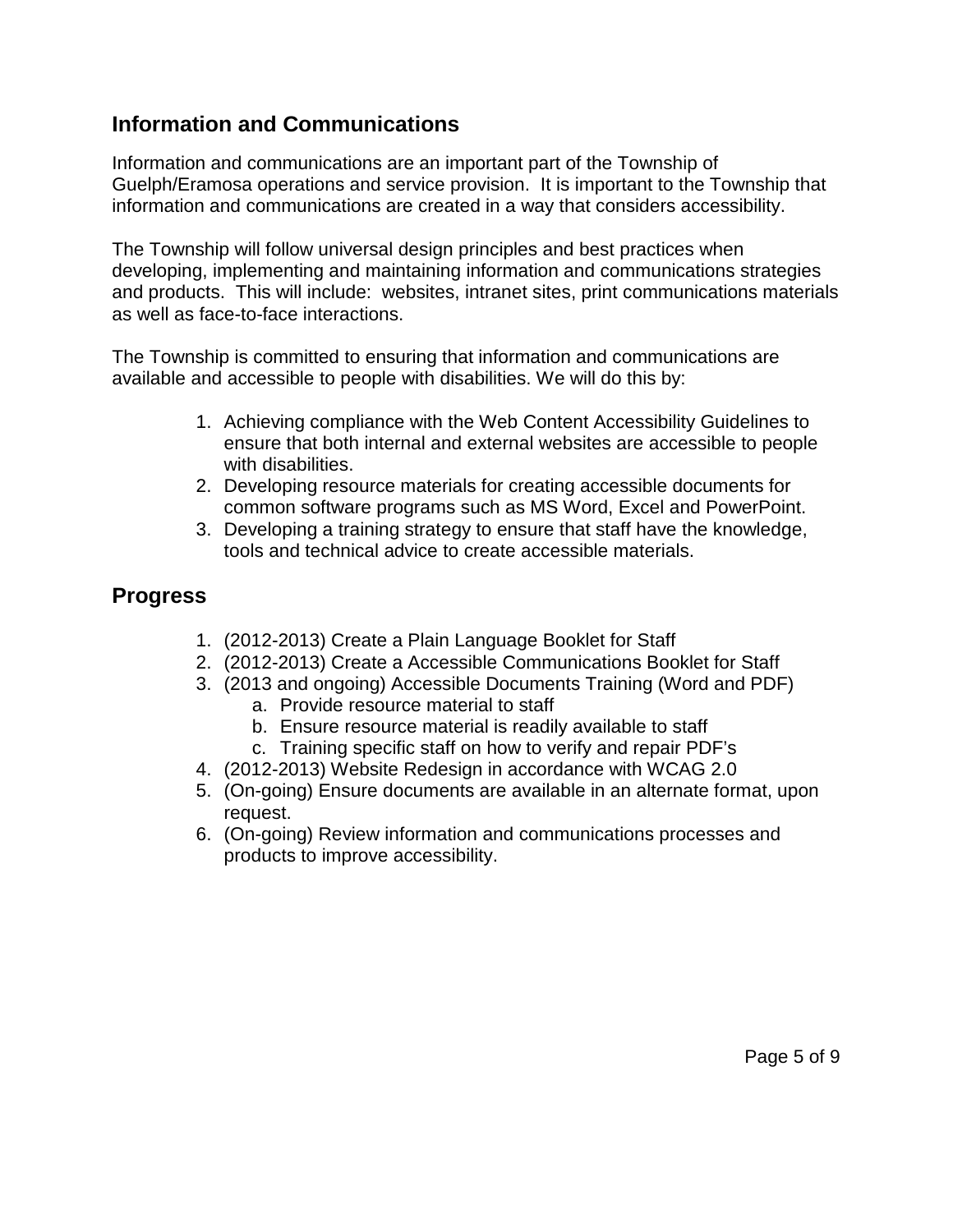## Information and Communications

Information and communications are an important part of the Township of Guelph/Eramosa operations and service provision. It is important to the Township that information and communications are created in a way that considers accessibility.

The Township will follow universal design principles and best practices when developing, implementing and maintaining information and communications strategies and products. This will include: websites, intranet sites, print communications materials as well as face-to-face interactions.

The Township is committed to ensuring that information and communications are available and accessible to people with disabilities. We will do this by:

1. Achieving compliance with the Web Content Accessibility Guidelines to ensure that both internal and external websites are accessible to people with disabilities.
2. Developing resource materials for creating accessible documents for common software programs such as MS Word, Excel and PowerPoint.
3. Developing a training strategy to ensure that staff have the knowledge, tools and technical advice to create accessible materials.

## Progress

1. (2012-2013) Create a Plain Language Booklet for Staff
2. (2012-2013) Create a Accessible Communications Booklet for Staff
3. (2013 and ongoing) Accessible Documents Training (Word and PDF)
    a. Provide resource material to staff
    b. Ensure resource material is readily available to staff
    c. Training specific staff on how to verify and repair PDF's
4. (2012-2013) Website Redesign in accordance with WCAG 2.0
5. (On-going) Ensure documents are available in an alternate format, upon request.
6. (On-going) Review information and communications processes and products to improve accessibility.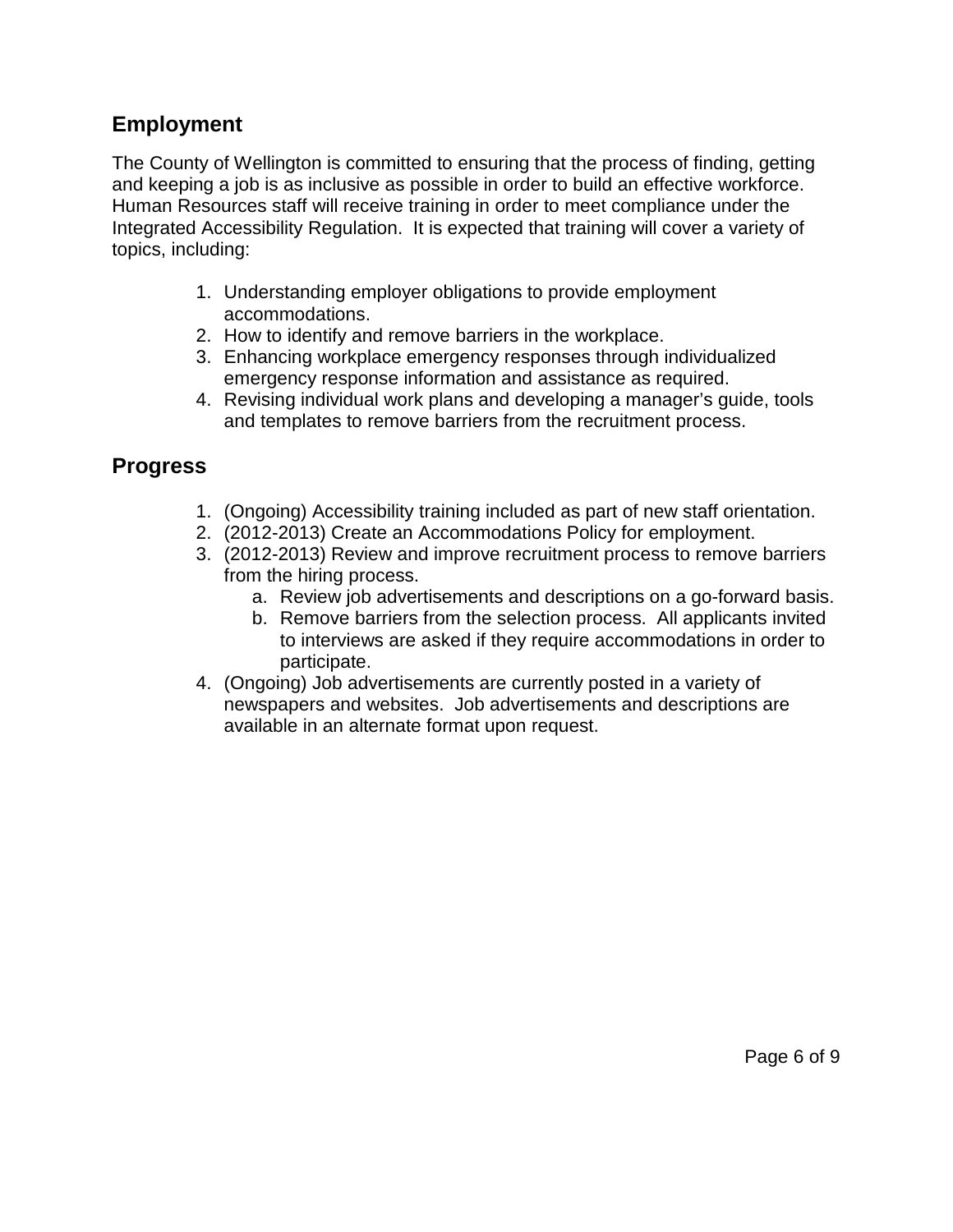## Employment

The County of Wellington is committed to ensuring that the process of finding, getting and keeping a job is as inclusive as possible in order to build an effective workforce. Human Resources staff will receive training in order to meet compliance under the Integrated Accessibility Regulation. It is expected that training will cover a variety of topics, including:

1. Understanding employer obligations to provide employment accommodations.
2. How to identify and remove barriers in the workplace.
3. Enhancing workplace emergency responses through individualized emergency response information and assistance as required.
4. Revising individual work plans and developing a manager's guide, tools and templates to remove barriers from the recruitment process.

## Progress

1. (Ongoing) Accessibility training included as part of new staff orientation.
2. (2012-2013) Create an Accommodations Policy for employment.
3. (2012-2013) Review and improve recruitment process to remove barriers from the hiring process.
   a. Review job advertisements and descriptions on a go-forward basis.
   b. Remove barriers from the selection process. All applicants invited to interviews are asked if they require accommodations in order to participate.
4. (Ongoing) Job advertisements are currently posted in a variety of newspapers and websites. Job advertisements and descriptions are available in an alternate format upon request.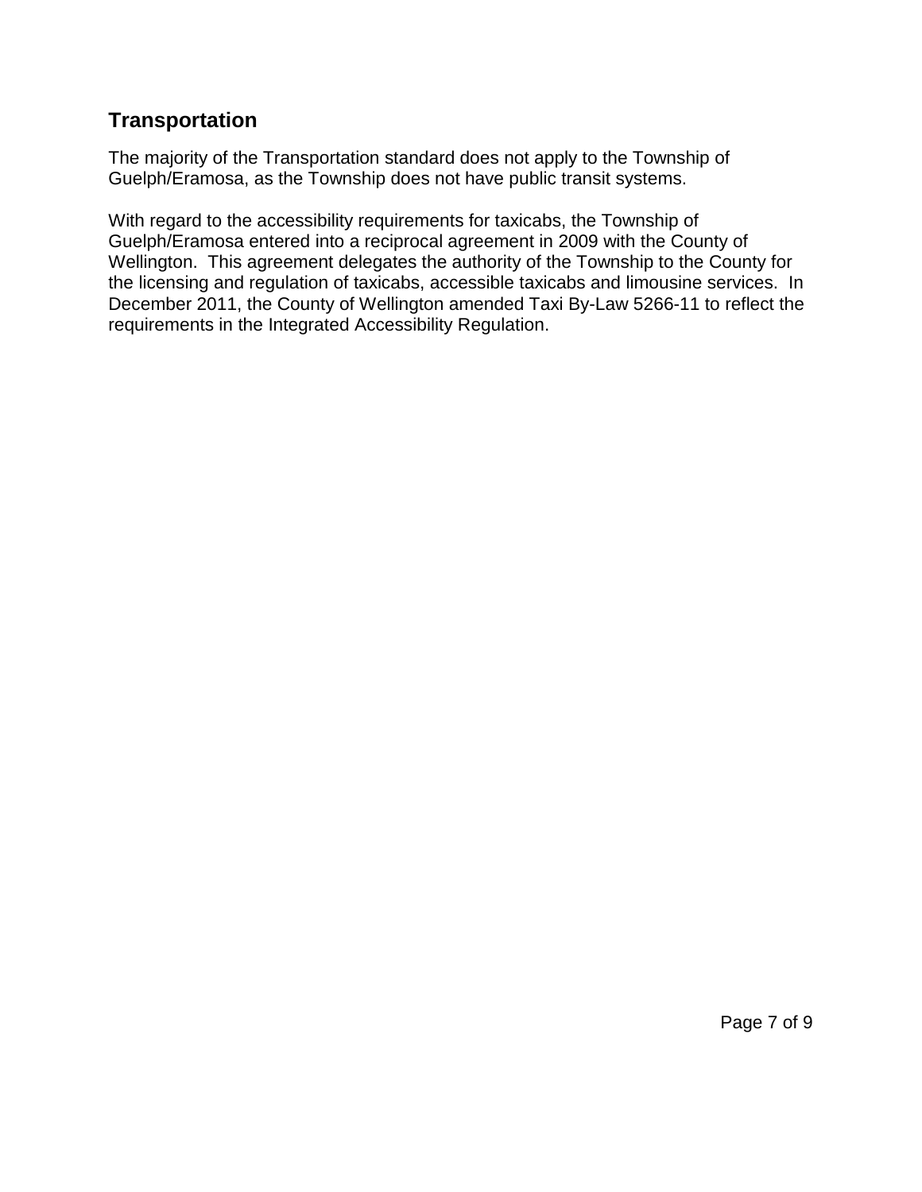## Transportation

The majority of the Transportation standard does not apply to the Township of Guelph/Eramosa, as the Township does not have public transit systems.

With regard to the accessibility requirements for taxicabs, the Township of Guelph/Eramosa entered into a reciprocal agreement in 2009 with the County of Wellington. This agreement delegates the authority of the Township to the County for the licensing and regulation of taxicabs, accessible taxicabs and limousine services. In December 2011, the County of Wellington amended Taxi By-Law 5266-11 to reflect the requirements in the Integrated Accessibility Regulation.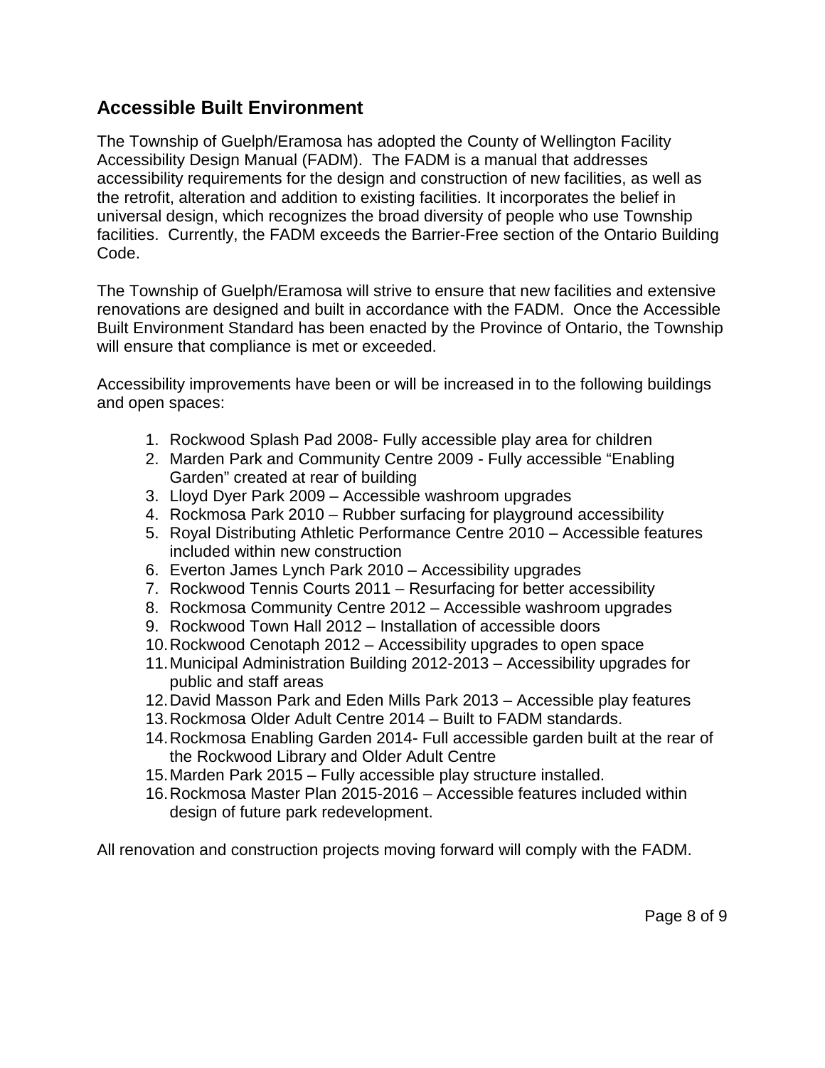## Accessible Built Environment

The Township of Guelph/Eramosa has adopted the County of Wellington Facility Accessibility Design Manual (FADM). The FADM is a manual that addresses accessibility requirements for the design and construction of new facilities, as well as the retrofit, alteration and addition to existing facilities. It incorporates the belief in universal design, which recognizes the broad diversity of people who use Township facilities. Currently, the FADM exceeds the Barrier-Free section of the Ontario Building Code.

The Township of Guelph/Eramosa will strive to ensure that new facilities and extensive renovations are designed and built in accordance with the FADM. Once the Accessible Built Environment Standard has been enacted by the Province of Ontario, the Township will ensure that compliance is met or exceeded.

Accessibility improvements have been or will be increased in to the following buildings and open spaces:

1. Rockwood Splash Pad 2008- Fully accessible play area for children
2. Marden Park and Community Centre 2009 - Fully accessible “Enabling Garden” created at rear of building
3. Lloyd Dyer Park 2009 – Accessible washroom upgrades
4. Rockmosa Park 2010 – Rubber surfacing for playground accessibility
5. Royal Distributing Athletic Performance Centre 2010 – Accessible features included within new construction
6. Everton James Lynch Park 2010 – Accessibility upgrades
7. Rockwood Tennis Courts 2011 – Resurfacing for better accessibility
8. Rockmosa Community Centre 2012 – Accessible washroom upgrades
9. Rockwood Town Hall 2012 – Installation of accessible doors
10. Rockwood Cenotaph 2012 – Accessibility upgrades to open space
11. Municipal Administration Building 2012-2013 – Accessibility upgrades for public and staff areas
12. David Masson Park and Eden Mills Park 2013 – Accessible play features
13. Rockmosa Older Adult Centre 2014 – Built to FADM standards.
14. Rockmosa Enabling Garden 2014- Full accessible garden built at the rear of the Rockwood Library and Older Adult Centre
15. Marden Park 2015 – Fully accessible play structure installed.
16. Rockmosa Master Plan 2015-2016 – Accessible features included within design of future park redevelopment.

All renovation and construction projects moving forward will comply with the FADM.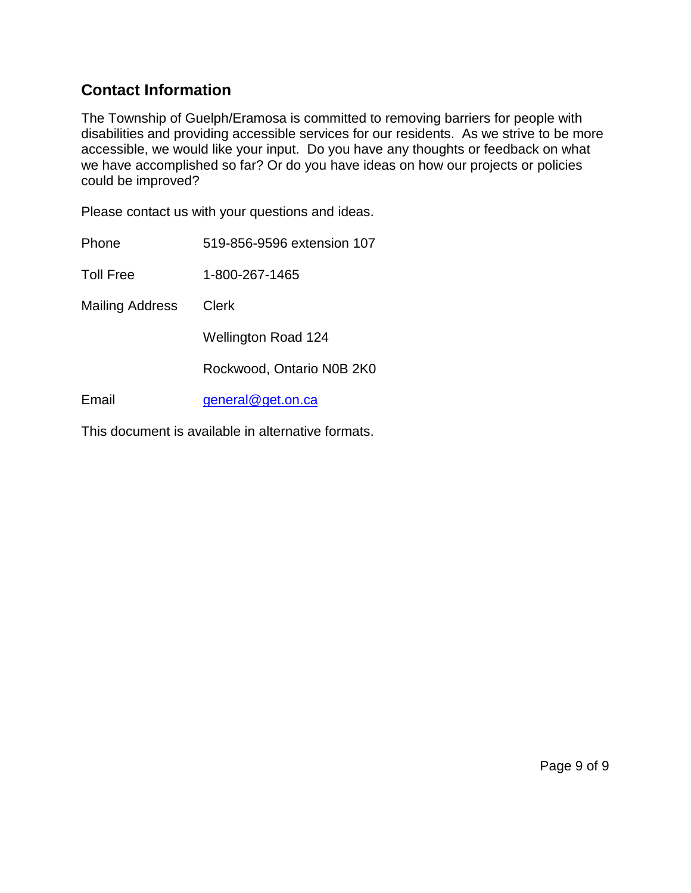## Contact Information

The Township of Guelph/Eramosa is committed to removing barriers for people with disabilities and providing accessible services for our residents. As we strive to be more accessible, we would like your input. Do you have any thoughts or feedback on what we have accomplished so far? Or do you have ideas on how our projects or policies could be improved?

Please contact us with your questions and ideas.

| | |
|---|---|
| Phone | 519-856-9596 extension 107 |
| Toll Free | 1-800-267-1465 |
| Mailing Address | Clerk |
| | Wellington Road 124 |
| | Rockwood, Ontario N0B 2K0 |
| Email | general@get.on.ca |

This document is available in alternative formats.